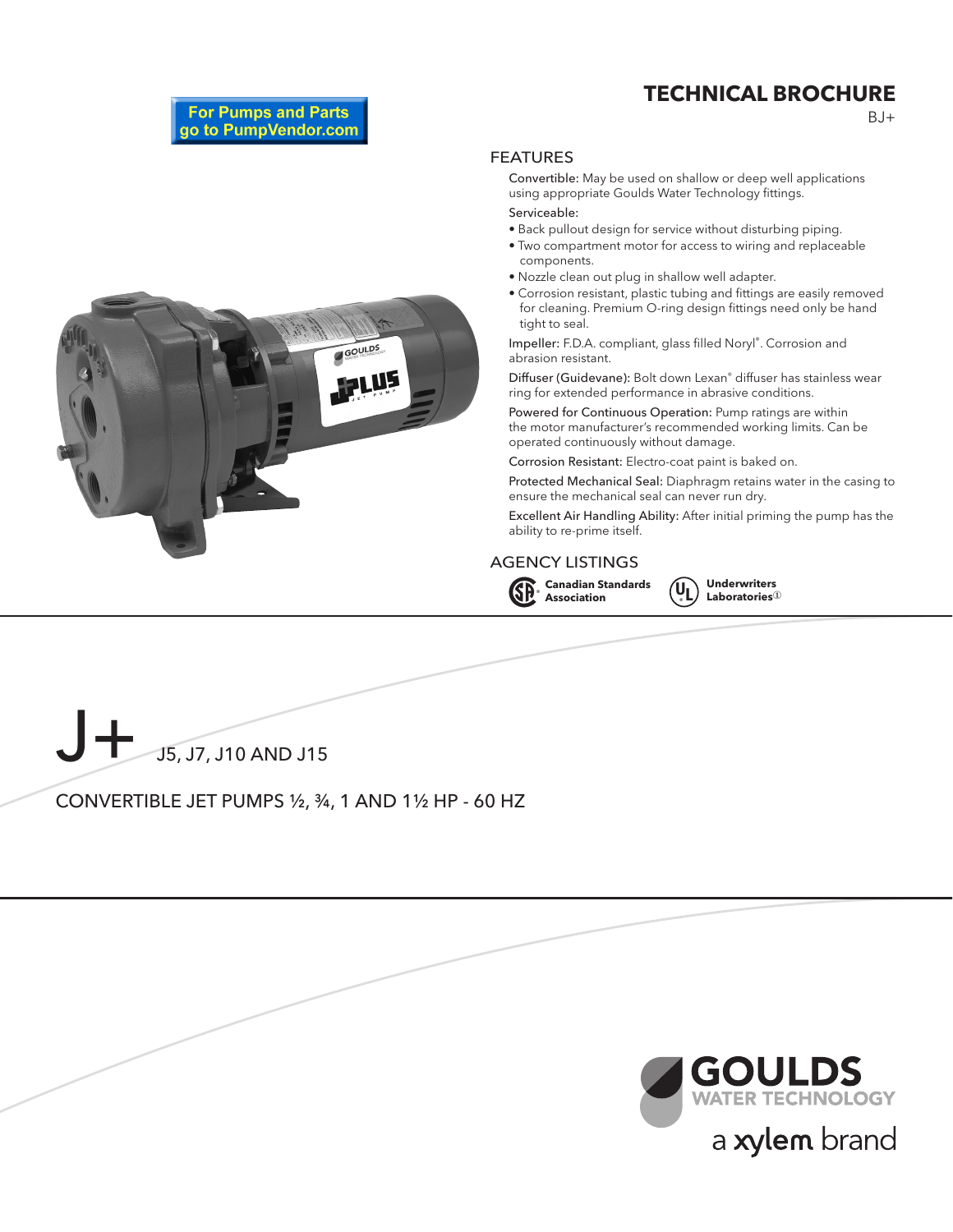For Pumps and Parts go to PumpVendor.com

# TECHNICAL BROCHURE

BJ+

## FEATURES

**Convertible:** May be used on shallow or deep well applications using appropriate Goulds Water Technology fittings.

**Serviceable:**

- Back pullout design for service without disturbing piping.
- Two compartment motor for access to wiring and replaceable components.
- Nozzle clean out plug in shallow well adapter.
- Corrosion resistant, plastic tubing and fittings are easily removed for cleaning. Premium O-ring design fittings need only be hand tight to seal.

**Impeller:** F.D.A. compliant, glass filled Noryl®. Corrosion and abrasion resistant.

**Diffuser (Guidevane):** Bolt down Lexan® diffuser has stainless wear ring for extended performance in abrasive conditions.

**Powered for Continuous Operation:** Pump ratings are within the motor manufacturer's recommended working limits. Can be operated continuously without damage.

**Corrosion Resistant:** Electro-coat paint is baked on.

**Protected Mechanical Seal:** Diaphragm retains water in the casing to ensure the mechanical seal can never run dry.

**Excellent Air Handling Ability:** After initial priming the pump has the ability to re-prime itself.

## AGENCY LISTINGS

**Canadian Standards Association**

**Underwriters Laboratories**

# J+ J5, J7, J10 AND J15

## CONVERTIBLE JET PUMPS ½, ¾, 1 AND 1½ HP - 60 HZ

GOULDS WATER TECHNOLOGY

a xylem brand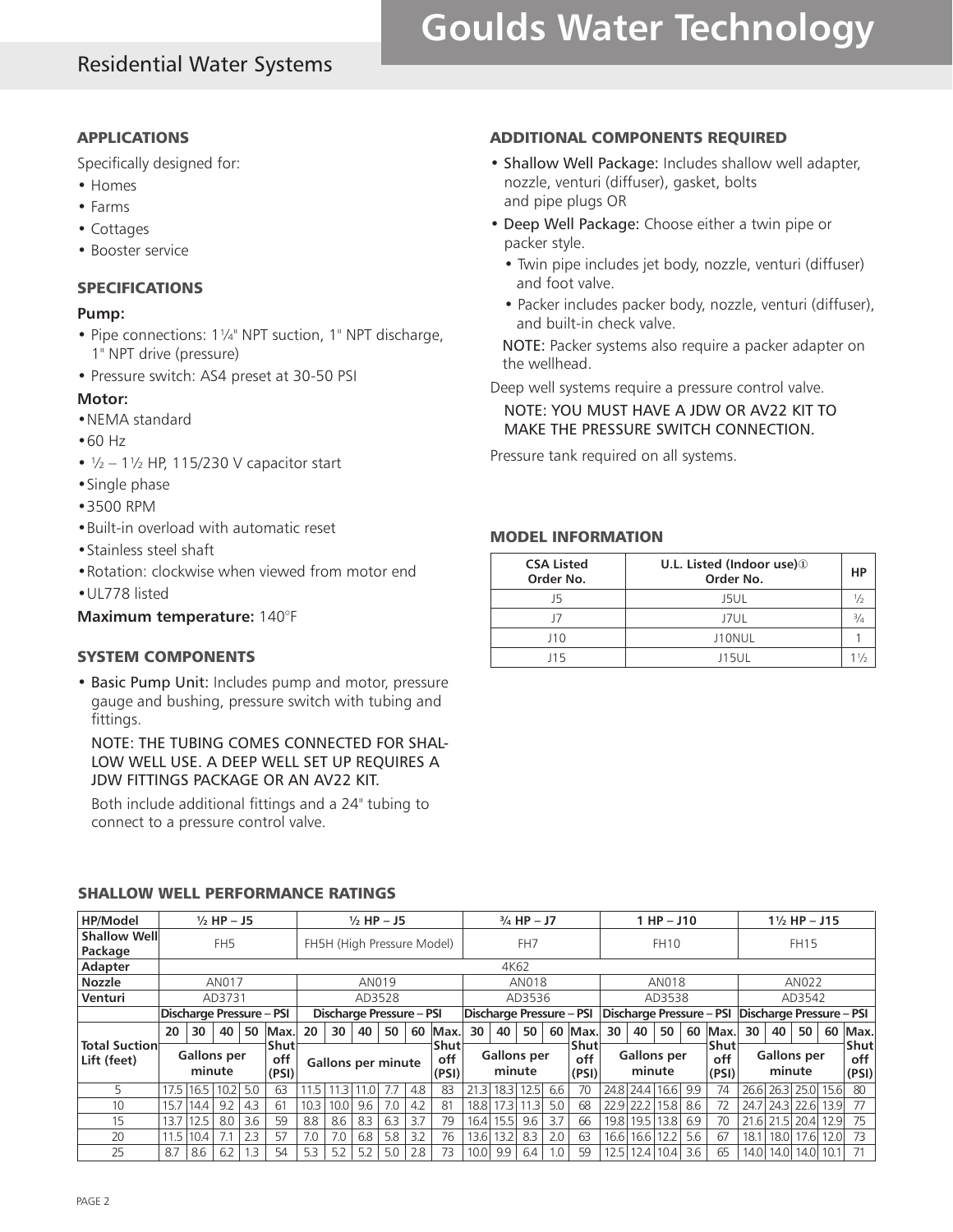## APPLICATIONS

Specifically designed for:

- Homes
- Farms
- Cottages
- Booster service

## SPECIFICATIONS

### Pump:

- Pipe connections: 1¼" NPT suction, 1" NPT discharge, 1" NPT drive (pressure)
- Pressure switch: AS4 preset at 30-50 PSI

### Motor:

- NEMA standard
- 60 Hz
- ½ – 1½ HP, 115/230 V capacitor start
- Single phase
- 3500 RPM
- Built-in overload with automatic reset
- Stainless steel shaft
- Rotation: clockwise when viewed from motor end
- UL778 listed

**Maximum temperature:** 140°F

## SYSTEM COMPONENTS

- Basic Pump Unit: Includes pump and motor, pressure gauge and bushing, pressure switch with tubing and fittings.

  NOTE: THE TUBING COMES CONNECTED FOR SHALLOW WELL USE. A DEEP WELL SET UP REQUIRES A JDW FITTINGS PACKAGE OR AN AV22 KIT.

  Both include additional fittings and a 24" tubing to connect to a pressure control valve.

## ADDITIONAL COMPONENTS REQUIRED

- Shallow Well Package: Includes shallow well adapter, nozzle, venturi (diffuser), gasket, bolts and pipe plugs OR
- Deep Well Package: Choose either a twin pipe or packer style.
  - Twin pipe includes jet body, nozzle, venturi (diffuser) and foot valve.
  - Packer includes packer body, nozzle, venturi (diffuser), and built-in check valve.

  NOTE: Packer systems also require a packer adapter on the wellhead.

Deep well systems require a pressure control valve.

NOTE: YOU MUST HAVE A JDW OR AV22 KIT TO MAKE THE PRESSURE SWITCH CONNECTION.

Pressure tank required on all systems.

## MODEL INFORMATION

| CSA Listed Order No. | U.L. Listed (Indoor use)① Order No. | HP |
|---|---|---|
| J5 | J5UL | ½ |
| J7 | J7UL | ¾ |
| J10 | J10NUL | 1 |
| J15 | J15UL | 1½ |

## SHALLOW WELL PERFORMANCE RATINGS

| HP/Model | ½ HP – J5 | | | | | ½ HP – J5 | | | | | | ¾ HP – J7 | | | | | 1 HP – J10 | | | | | 1½ HP – J15 | | | | |
|---|---|---|---|---|---|---|---|---|---|---|---|---|---|---|---|---|---|---|---|---|---|---|---|---|---|---|
| Shallow Well Package | FH5 | | | | | FH5H (High Pressure Model) | | | | | | FH7 | | | | | FH10 | | | | | FH15 | | | | |
| Adapter | 4K62 | | | | | | | | | | | | | | | | | | | | | | | | | |
| Nozzle | AN017 | | | | | AN019 | | | | | | AN018 | | | | | AN018 | | | | | AN022 | | | | |
| Venturi | AD3731 | | | | | AD3528 | | | | | | AD3536 | | | | | AD3538 | | | | | AD3542 | | | | |
| | Discharge Pressure – PSI | | | | | Discharge Pressure – PSI | | | | | | Discharge Pressure – PSI | | | | | Discharge Pressure – PSI | | | | | Discharge Pressure – PSI | | | | |
| Total Suction Lift (feet) | 20 | 30 | 40 | 50 | Max. Shut off (PSI) | 20 | 30 | 40 | 50 | 60 | Max. Shut off (PSI) | 30 | 40 | 50 | 60 | Max. Shut off (PSI) | 30 | 40 | 50 | 60 | Max. Shut off (PSI) | 30 | 40 | 50 | 60 | Max. Shut off (PSI) |
| | Gallons per minute | | | | | Gallons per minute | | | | | | Gallons per minute | | | | | Gallons per minute | | | | | Gallons per minute | | | | |
| 5 | 17.5 | 16.5 | 10.2 | 5.0 | 63 | 11.5 | 11.3 | 11.0 | 7.7 | 4.8 | 83 | 21.3 | 18.3 | 12.5 | 6.6 | 70 | 24.8 | 24.4 | 16.6 | 9.9 | 74 | 26.6 | 26.3 | 25.0 | 15.6 | 80 |
| 10 | 15.7 | 14.4 | 9.2 | 4.3 | 61 | 10.3 | 10.0 | 9.6 | 7.0 | 4.2 | 81 | 18.8 | 17.3 | 11.3 | 5.0 | 68 | 22.9 | 22.2 | 15.8 | 8.6 | 72 | 24.7 | 24.3 | 22.6 | 13.9 | 77 |
| 15 | 13.7 | 12.5 | 8.0 | 3.6 | 59 | 8.8 | 8.6 | 8.3 | 6.3 | 3.7 | 79 | 16.4 | 15.5 | 9.6 | 3.7 | 66 | 19.8 | 19.5 | 13.8 | 6.9 | 70 | 21.6 | 21.5 | 20.4 | 12.9 | 75 |
| 20 | 11.5 | 10.4 | 7.1 | 2.3 | 57 | 7.0 | 7.0 | 6.8 | 5.8 | 3.2 | 76 | 13.6 | 13.2 | 8.3 | 2.0 | 63 | 16.6 | 16.6 | 12.2 | 5.6 | 67 | 18.1 | 18.0 | 17.6 | 12.0 | 73 |
| 25 | 8.7 | 8.6 | 6.2 | 1.3 | 54 | 5.3 | 5.2 | 5.2 | 5.0 | 2.8 | 73 | 10.0 | 9.9 | 6.4 | 1.0 | 59 | 12.5 | 12.4 | 10.4 | 3.6 | 65 | 14.0 | 14.0 | 14.0 | 10.1 | 71 |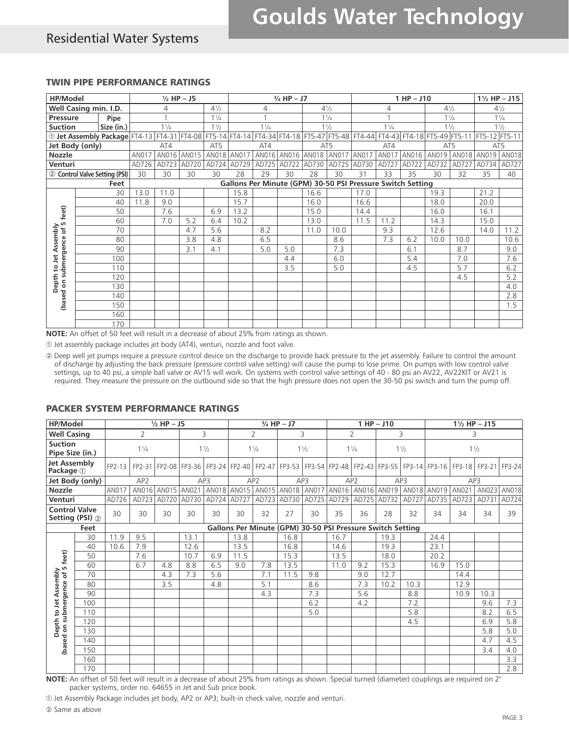## TWIN PIPE PERFORMANCE RATINGS

| HP/Model | ½ HP – J5 | | | | ¾ HP – J7 | | | | | 1 HP – J10 | | | | | 1½ HP – J15 | |
|---|---|---|---|---|---|---|---|---|---|---|---|---|---|---|---|---|
| Well Casing min. I.D. | 4 | | | 4½ | 4 | | | 4½ | | 4 | | | 4½ | | 4½ | |
| Pressure Pipe Size (in.) | 1 | | | 1¼ | 1 | | | 1¼ | | 1 | | | 1¼ | | 1¼ | |
| Suction Pipe Size (in.) | 1¼ | | | 1½ | 1¼ | | | 1½ | | 1¼ | | | 1½ | | 1½ | |
| ① Jet Assembly Package | FT4-13 | FT4-31 | FT4-08 | FT5-14 | FT4-14 | FT4-34 | FT4-18 | FT5-47 | FT5-48 | FT4-44 | FT4-43 | FT4-18 | FT5-49 | FT5-11 | FT5-12 | FT5-11 |
| Jet Body (only) | AT4 | | | AT5 | AT4 | | | AT5 | | AT4 | | | AT5 | | AT5 | |
| Nozzle | AN017 | AN016 | AN015 | AN018 | AN017 | AN016 | AN016 | AN018 | AN017 | AN017 | AN017 | AN016 | AN019 | AN018 | AN019 | AN018 |
| Venturi | AD726 | AD723 | AD720 | AD724 | AD729 | AD725 | AD722 | AD730 | AD725 | AD730 | AD727 | AD722 | AD732 | AD727 | AD734 | AD727 |
| ② Control Valve Setting (PSI) | 30 | 30 | 30 | 30 | 28 | 29 | 30 | 28 | 30 | 31 | 33 | 35 | 30 | 32 | 35 | 40 |
| Depth to Jet Assembly (based on submergence of 5 feet) – Feet | Gallons Per Minute (GPM) 30-50 PSI Pressure Switch Setting | | | | | | | | | | | | | | | |
| 30 | 13.0 | 11.0 | | | 15.8 | | | 16.6 | | 17.0 | | | 19.3 | | 21.2 | |
| 40 | 11.8 | 9.0 | | | 15.7 | | | 16.0 | | 16.6 | | | 18.0 | | 20.0 | |
| 50 | | 7.6 | | 6.9 | 13.2 | | | 15.0 | | 14.4 | | | 16.0 | | 16.1 | |
| 60 | | 7.0 | 5.2 | 6.4 | 10.2 | | | 13.0 | | 11.5 | 11.2 | | 14.3 | | 15.0 | |
| 70 | | | 4.7 | 5.6 | | 8.2 | | 11.0 | 10.0 | | 9.3 | | 12.6 | | 14.0 | 11.2 |
| 80 | | | 3.8 | 4.8 | | 6.5 | | | 8.6 | | 7.3 | 6.2 | 10.0 | 10.0 | | 10.6 |
| 90 | | | 3.1 | 4.1 | | 5.0 | 5.0 | | 7.3 | | | 6.1 | | 8.7 | | 9.0 |
| 100 | | | | | | | 4.4 | | 6.0 | | | 5.4 | | 7.0 | | 7.6 |
| 110 | | | | | | | 3.5 | | 5.0 | | | 4.5 | | 5.7 | | 6.2 |
| 120 | | | | | | | | | | | | | | 4.5 | | 5.2 |
| 130 | | | | | | | | | | | | | | | | 4.0 |
| 140 | | | | | | | | | | | | | | | | 2.8 |
| 150 | | | | | | | | | | | | | | | | 1.5 |
| 160 | | | | | | | | | | | | | | | | |
| 170 | | | | | | | | | | | | | | | | |

**NOTE:** An offset of 50 feet will result in a decrease of about 25% from ratings as shown.

① Jet assembly package includes jet body (AT4), venturi, nozzle and foot valve.

② Deep well jet pumps require a pressure control device on the discharge to provide back pressure to the jet assembly. Failure to control the amount of discharge by adjusting the back pressure (pressure control valve setting) will cause the pump to lose prime. On pumps with low control valve settings, up to 40 psi, a simple ball valve or AV15 will work. On systems with control valve settings of 40 - 80 psi an AV22, AV22KIT or AV21 is required. They measure the pressure on the outbound side so that the high pressure does not open the 30-50 psi switch and turn the pump off.

## PACKER SYSTEM PERFORMANCE RATINGS

| HP/Model | ½ HP – J5 | | | | | ¾ HP – J7 | | | | 1 HP – J10 | | | | 1½ HP – J15 | | | |
|---|---|---|---|---|---|---|---|---|---|---|---|---|---|---|---|---|---|
| Well Casing | 2 | | | 3 | | 2 | | 3 | | 2 | | 3 | | 3 | | | |
| Suction Pipe Size (in.) | 1¼ | | | 1½ | | 1¼ | | 1½ | | 1¼ | | 1½ | | 1½ | | | |
| Jet Assembly Package ① | FP2-13 | FP2-31 | FP2-08 | FP3-36 | FP3-24 | FP2-40 | FP2-47 | FP3-53 | FP3-54 | FP2-48 | FP2-43 | FP3-55 | FP3-14 | FP3-16 | FP3-18 | FP3-21 | FP3-24 |
| Jet Body (only) | AP2 | | | AP3 | | AP2 | | AP3 | | AP2 | | AP3 | | AP3 | | | |
| Nozzle | AN017 | AN016 | AN015 | AN021 | AN018 | AN015 | AN015 | AN018 | AN017 | AN016 | AN016 | AN019 | AN018 | AN019 | AN021 | AN023 | AN018 |
| Venturi | AD726 | AD723 | AD720 | AD730 | AD724 | AD727 | AD723 | AD730 | AD725 | AD729 | AD725 | AD732 | AD727 | AD735 | AD723 | AD731 | AD724 |
| Control Valve Setting (PSI) ② | 30 | 30 | 30 | 30 | 30 | 30 | 32 | 27 | 30 | 35 | 36 | 28 | 32 | 34 | 34 | 34 | 39 |
| Depth to Jet Assembly (based on submergence of 5 feet) – Feet | Gallons Per Minute (GPM) 30-50 PSI Pressure Switch Setting | | | | | | | | | | | | | | | | |
| 30 | 11.9 | 9.5 | | 13.1 | | 13.8 | | 16.8 | | 16.7 | | 19.3 | | 24.4 | | | |
| 40 | 10.6 | 7.9 | | 12.6 | | 13.5 | | 16.8 | | 14.6 | | 19.3 | | 23.1 | | | |
| 50 | | 7.6 | | 10.7 | 6.9 | 11.5 | | 15.3 | | 13.5 | | 18.0 | | 20.2 | | | |
| 60 | | 6.7 | 4.8 | 8.8 | 6.5 | 9.0 | 7.8 | 13.5 | | 11.0 | 9.2 | 15.3 | | 16.9 | 15.0 | | |
| 70 | | | 4.3 | 7.3 | 5.6 | | 7.1 | 11.5 | 9.8 | | 9.0 | 12.7 | | | 14.4 | | |
| 80 | | | 3.5 | | 4.8 | | 5.1 | | 8.6 | | 7.3 | 10.2 | 10.3 | | 12.9 | | |
| 90 | | | | | | | 4.3 | | 7.3 | | 5.6 | | 8.8 | | 10.9 | 10.3 | |
| 100 | | | | | | | | | 6.2 | | 4.2 | | 7.2 | | | 9.6 | 7.3 |
| 110 | | | | | | | | | 5.0 | | | | 5.8 | | | 8.2 | 6.5 |
| 120 | | | | | | | | | | | | | 4.5 | | | 6.9 | 5.8 |
| 130 | | | | | | | | | | | | | | | | 5.8 | 5.0 |
| 140 | | | | | | | | | | | | | | | | 4.7 | 4.5 |
| 150 | | | | | | | | | | | | | | | | 3.4 | 4.0 |
| 160 | | | | | | | | | | | | | | | | | 3.3 |
| 170 | | | | | | | | | | | | | | | | | 2.8 |

**NOTE:** An offset of 50 feet will result in a decrease of about 25% from ratings as shown. Special turned (diameter) couplings are required on 2" packer systems, order no. 64655 in Jet and Sub price book.

① Jet Assembly Package includes jet body, AP2 or AP3; built-in check valve, nozzle and venturi.

② Same as above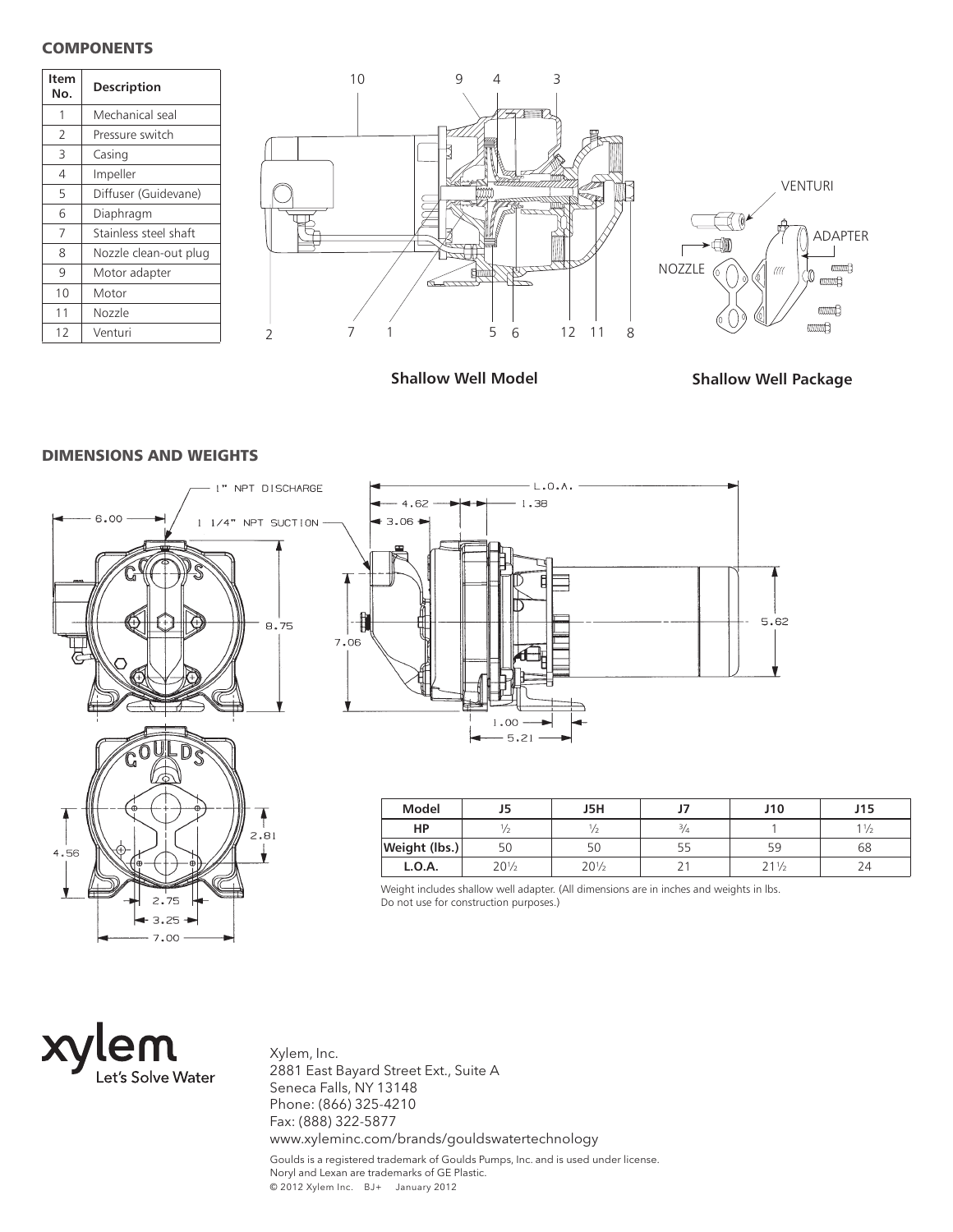## COMPONENTS

| Item No. | Description |
|---|---|
| 1 | Mechanical seal |
| 2 | Pressure switch |
| 3 | Casing |
| 4 | Impeller |
| 5 | Diffuser (Guidevane) |
| 6 | Diaphragm |
| 7 | Stainless steel shaft |
| 8 | Nozzle clean-out plug |
| 9 | Motor adapter |
| 10 | Motor |
| 11 | Nozzle |
| 12 | Venturi |

10 9 4 3

2 7 1 5 6 12 11 8

VENTURI

ADAPTER

NOZZLE

**Shallow Well Model**

**Shallow Well Package**

## DIMENSIONS AND WEIGHTS

1" NPT DISCHARGE

1 1/4" NPT SUCTION

6.00

8.75

L.O.A.

4.62

1.38

3.06

7.06

5.62

1.00

5.21

4.56

2.81

2.75

3.25

7.00

| Model | J5 | J5H | J7 | J10 | J15 |
|---|---|---|---|---|---|
| HP | ½ | ½ | ¾ | 1 | 1½ |
| Weight (lbs.) | 50 | 50 | 55 | 59 | 68 |
| L.O.A. | 20½ | 20½ | 21 | 21½ | 24 |

Weight includes shallow well adapter. (All dimensions are in inches and weights in lbs. Do not use for construction purposes.)

xylem
Let's Solve Water

Xylem, Inc.
2881 East Bayard Street Ext., Suite A
Seneca Falls, NY 13148
Phone: (866) 325-4210
Fax: (888) 322-5877
www.xyleminc.com/brands/gouldswatertechnology

Goulds is a registered trademark of Goulds Pumps, Inc. and is used under license.
Noryl and Lexan are trademarks of GE Plastic.
© 2012 Xylem Inc. BJ+ January 2012